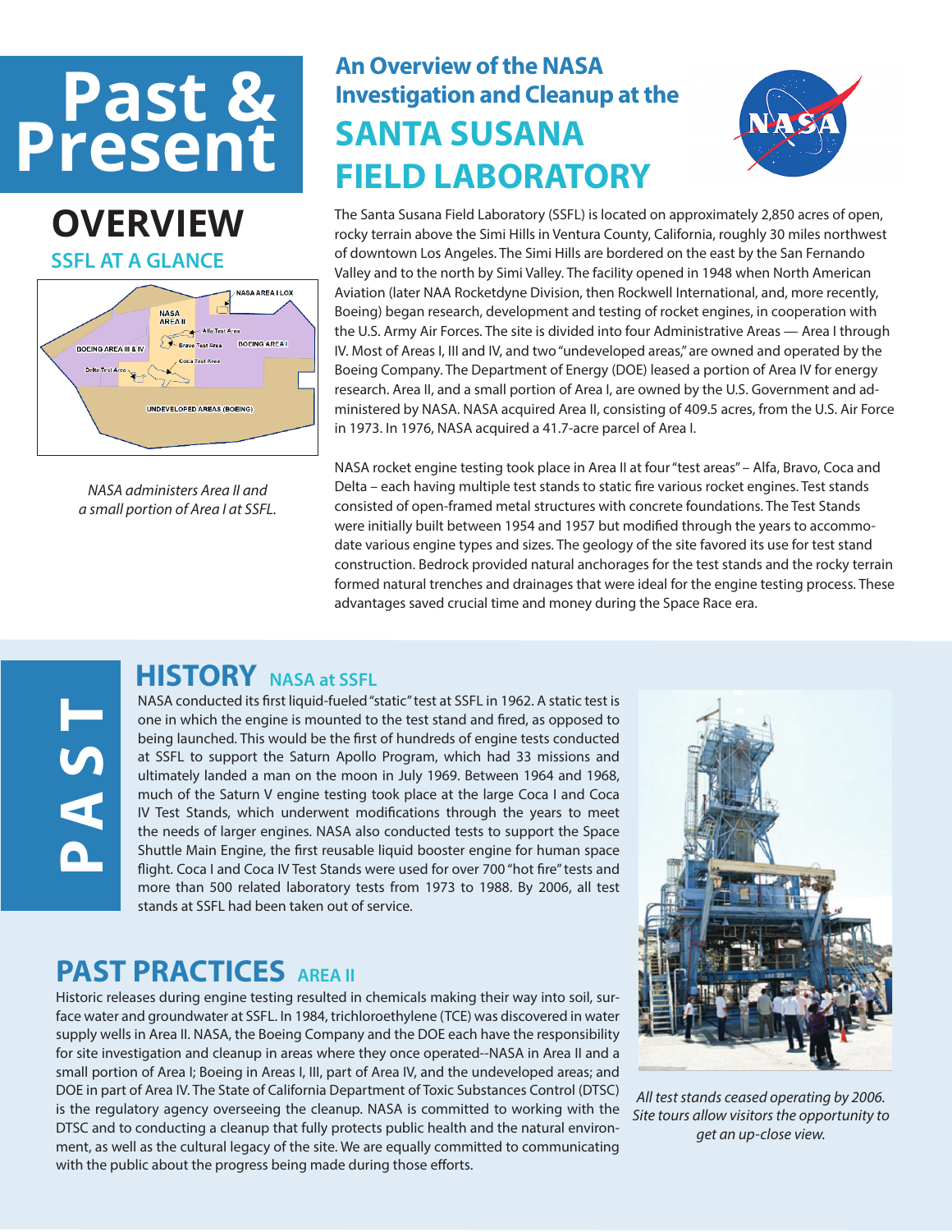# Past & Present

## OVERVIEW

### SSFL AT A GLANCE

*NASA administers Area II and a small portion of Area I at SSFL.*

## An Overview of the NASA Investigation and Cleanup at the SANTA SUSANA FIELD LABORATORY

The Santa Susana Field Laboratory (SSFL) is located on approximately 2,850 acres of open, rocky terrain above the Simi Hills in Ventura County, California, roughly 30 miles northwest of downtown Los Angeles. The Simi Hills are bordered on the east by the San Fernando Valley and to the north by Simi Valley. The facility opened in 1948 when North American Aviation (later NAA Rocketdyne Division, then Rockwell International, and, more recently, Boeing) began research, development and testing of rocket engines, in cooperation with the U.S. Army Air Forces. The site is divided into four Administrative Areas — Area I through IV. Most of Areas I, III and IV, and two "undeveloped areas," are owned and operated by the Boeing Company. The Department of Energy (DOE) leased a portion of Area IV for energy research. Area II, and a small portion of Area I, are owned by the U.S. Government and administered by NASA. NASA acquired Area II, consisting of 409.5 acres, from the U.S. Air Force in 1973. In 1976, NASA acquired a 41.7-acre parcel of Area I.

NASA rocket engine testing took place in Area II at four "test areas" – Alfa, Bravo, Coca and Delta – each having multiple test stands to static fire various rocket engines. Test stands consisted of open-framed metal structures with concrete foundations. The Test Stands were initially built between 1954 and 1957 but modified through the years to accommodate various engine types and sizes. The geology of the site favored its use for test stand construction. Bedrock provided natural anchorages for the test stands and the rocky terrain formed natural trenches and drainages that were ideal for the engine testing process. These advantages saved crucial time and money during the Space Race era.

# PAST

## HISTORY NASA at SSFL

NASA conducted its first liquid-fueled "static" test at SSFL in 1962. A static test is one in which the engine is mounted to the test stand and fired, as opposed to being launched. This would be the first of hundreds of engine tests conducted at SSFL to support the Saturn Apollo Program, which had 33 missions and ultimately landed a man on the moon in July 1969. Between 1964 and 1968, much of the Saturn V engine testing took place at the large Coca I and Coca IV Test Stands, which underwent modifications through the years to meet the needs of larger engines. NASA also conducted tests to support the Space Shuttle Main Engine, the first reusable liquid booster engine for human space flight. Coca I and Coca IV Test Stands were used for over 700 "hot fire" tests and more than 500 related laboratory tests from 1973 to 1988. By 2006, all test stands at SSFL had been taken out of service.

*All test stands ceased operating by 2006. Site tours allow visitors the opportunity to get an up-close view.*

## PAST PRACTICES AREA II

Historic releases during engine testing resulted in chemicals making their way into soil, surface water and groundwater at SSFL. In 1984, trichloroethylene (TCE) was discovered in water supply wells in Area II. NASA, the Boeing Company and the DOE each have the responsibility for site investigation and cleanup in areas where they once operated--NASA in Area II and a small portion of Area I; Boeing in Areas I, III, part of Area IV, and the undeveloped areas; and DOE in part of Area IV. The State of California Department of Toxic Substances Control (DTSC) is the regulatory agency overseeing the cleanup. NASA is committed to working with the DTSC and to conducting a cleanup that fully protects public health and the natural environment, as well as the cultural legacy of the site. We are equally committed to communicating with the public about the progress being made during those efforts.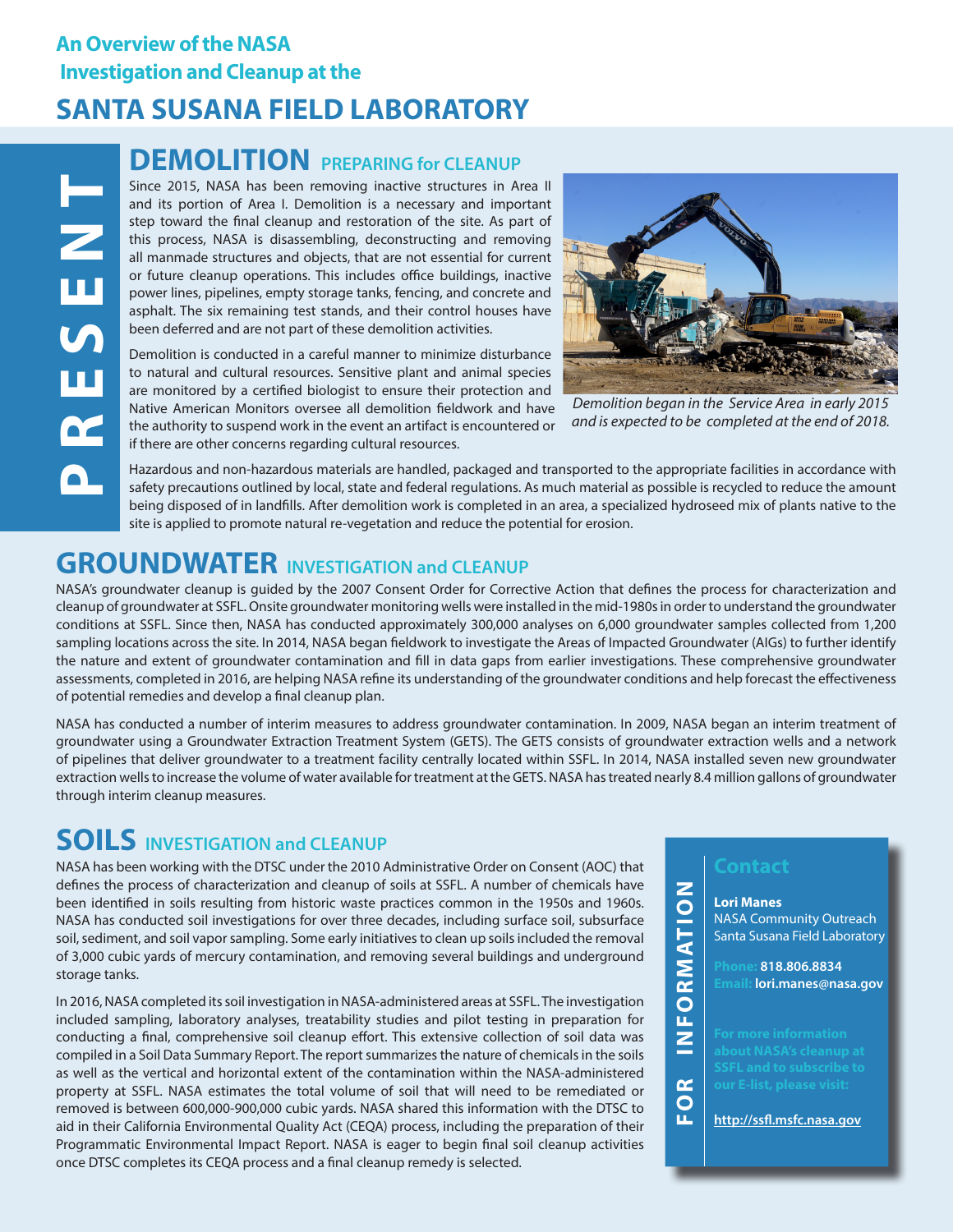# An Overview of the NASA Investigation and Cleanup at the

# SANTA SUSANA FIELD LABORATORY

PRESENT

## DEMOLITION PREPARING for CLEANUP

Since 2015, NASA has been removing inactive structures in Area II and its portion of Area I. Demolition is a necessary and important step toward the final cleanup and restoration of the site. As part of this process, NASA is disassembling, deconstructing and removing all manmade structures and objects, that are not essential for current or future cleanup operations. This includes office buildings, inactive power lines, pipelines, empty storage tanks, fencing, and concrete and asphalt. The six remaining test stands, and their control houses have been deferred and are not part of these demolition activities.

Demolition is conducted in a careful manner to minimize disturbance to natural and cultural resources. Sensitive plant and animal species are monitored by a certified biologist to ensure their protection and Native American Monitors oversee all demolition fieldwork and have the authority to suspend work in the event an artifact is encountered or if there are other concerns regarding cultural resources.

*Demolition began in the Service Area in early 2015 and is expected to be completed at the end of 2018.*

Hazardous and non-hazardous materials are handled, packaged and transported to the appropriate facilities in accordance with safety precautions outlined by local, state and federal regulations. As much material as possible is recycled to reduce the amount being disposed of in landfills. After demolition work is completed in an area, a specialized hydroseed mix of plants native to the site is applied to promote natural re-vegetation and reduce the potential for erosion.

## GROUNDWATER INVESTIGATION and CLEANUP

NASA's groundwater cleanup is guided by the 2007 Consent Order for Corrective Action that defines the process for characterization and cleanup of groundwater at SSFL. Onsite groundwater monitoring wells were installed in the mid-1980s in order to understand the groundwater conditions at SSFL. Since then, NASA has conducted approximately 300,000 analyses on 6,000 groundwater samples collected from 1,200 sampling locations across the site. In 2014, NASA began fieldwork to investigate the Areas of Impacted Groundwater (AIGs) to further identify the nature and extent of groundwater contamination and fill in data gaps from earlier investigations. These comprehensive groundwater assessments, completed in 2016, are helping NASA refine its understanding of the groundwater conditions and help forecast the effectiveness of potential remedies and develop a final cleanup plan.

NASA has conducted a number of interim measures to address groundwater contamination. In 2009, NASA began an interim treatment of groundwater using a Groundwater Extraction Treatment System (GETS). The GETS consists of groundwater extraction wells and a network of pipelines that deliver groundwater to a treatment facility centrally located within SSFL. In 2014, NASA installed seven new groundwater extraction wells to increase the volume of water available for treatment at the GETS. NASA has treated nearly 8.4 million gallons of groundwater through interim cleanup measures.

## SOILS INVESTIGATION and CLEANUP

NASA has been working with the DTSC under the 2010 Administrative Order on Consent (AOC) that defines the process of characterization and cleanup of soils at SSFL. A number of chemicals have been identified in soils resulting from historic waste practices common in the 1950s and 1960s. NASA has conducted soil investigations for over three decades, including surface soil, subsurface soil, sediment, and soil vapor sampling. Some early initiatives to clean up soils included the removal of 3,000 cubic yards of mercury contamination, and removing several buildings and underground storage tanks.

In 2016, NASA completed its soil investigation in NASA-administered areas at SSFL. The investigation included sampling, laboratory analyses, treatability studies and pilot testing in preparation for conducting a final, comprehensive soil cleanup effort. This extensive collection of soil data was compiled in a Soil Data Summary Report. The report summarizes the nature of chemicals in the soils as well as the vertical and horizontal extent of the contamination within the NASA-administered property at SSFL. NASA estimates the total volume of soil that will need to be remediated or removed is between 600,000-900,000 cubic yards. NASA shared this information with the DTSC to aid in their California Environmental Quality Act (CEQA) process, including the preparation of their Programmatic Environmental Impact Report. NASA is eager to begin final soil cleanup activities once DTSC completes its CEQA process and a final cleanup remedy is selected.

### FOR INFORMATION

**Contact**

**Lori Manes**
NASA Community Outreach
Santa Susana Field Laboratory

Phone: **818.806.8834**
Email: **lori.manes@nasa.gov**

For more information about NASA's cleanup at SSFL and to subscribe to our E-list, please visit:

**http://ssfl.msfc.nasa.gov**